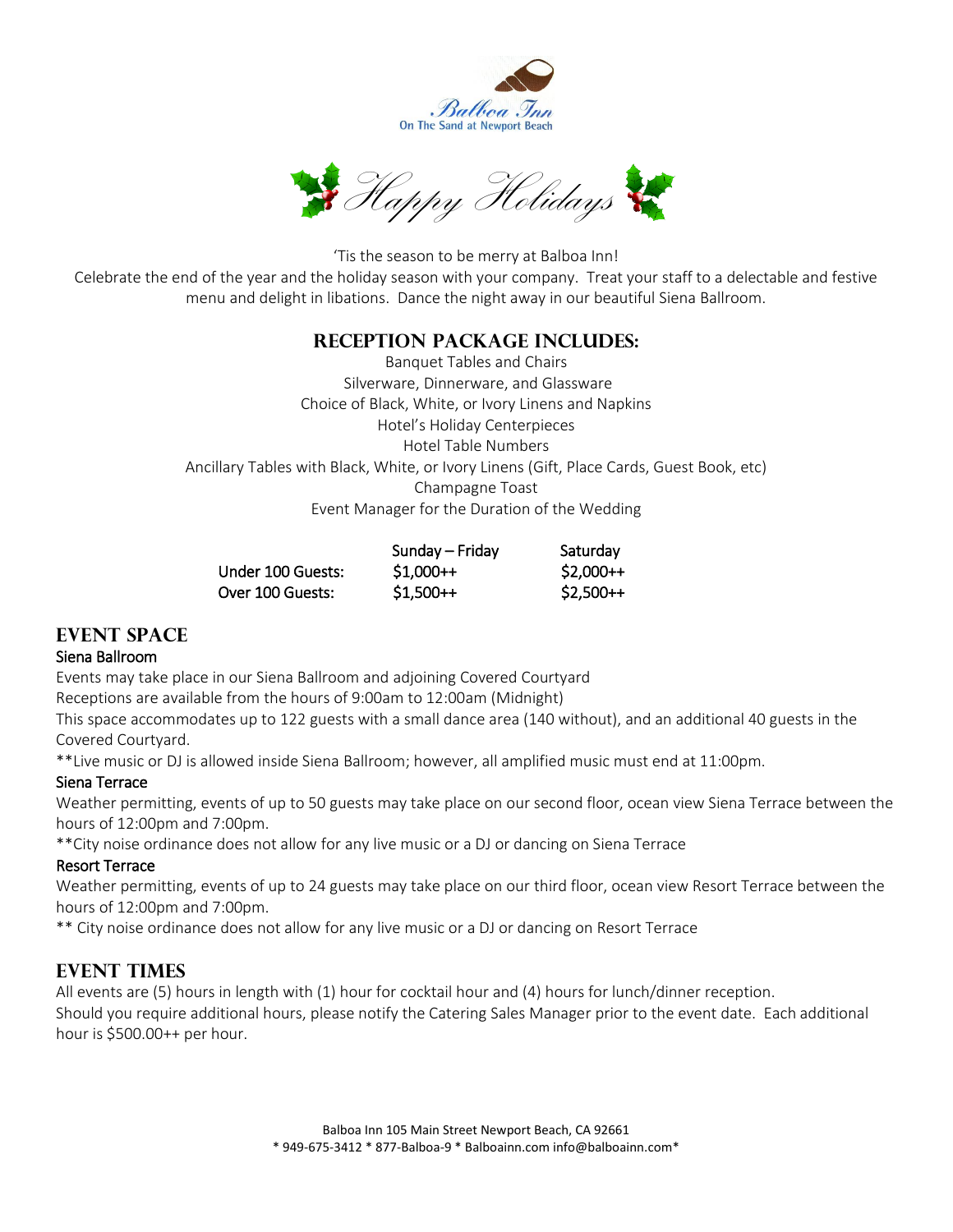Balboa Inn
On The Sand at Newport Beach

# Happy Holidays

'Tis the season to be merry at Balboa Inn!
Celebrate the end of the year and the holiday season with your company. Treat your staff to a delectable and festive menu and delight in libations. Dance the night away in our beautiful Siena Ballroom.

## Reception Package Includes:

Banquet Tables and Chairs
Silverware, Dinnerware, and Glassware
Choice of Black, White, or Ivory Linens and Napkins
Hotel's Holiday Centerpieces
Hotel Table Numbers
Ancillary Tables with Black, White, or Ivory Linens (Gift, Place Cards, Guest Book, etc)
Champagne Toast
Event Manager for the Duration of the Wedding

| | Sunday – Friday | Saturday |
|---|---|---|
| Under 100 Guests: | $1,000++ | $2,000++ |
| Over 100 Guests: | $1,500++ | $2,500++ |

## Event Space

### Siena Ballroom

Events may take place in our Siena Ballroom and adjoining Covered Courtyard
Receptions are available from the hours of 9:00am to 12:00am (Midnight)
This space accommodates up to 122 guests with a small dance area (140 without), and an additional 40 guests in the Covered Courtyard.
**Live music or DJ is allowed inside Siena Ballroom; however, all amplified music must end at 11:00pm.

### Siena Terrace

Weather permitting, events of up to 50 guests may take place on our second floor, ocean view Siena Terrace between the hours of 12:00pm and 7:00pm.
**City noise ordinance does not allow for any live music or a DJ or dancing on Siena Terrace

### Resort Terrace

Weather permitting, events of up to 24 guests may take place on our third floor, ocean view Resort Terrace between the hours of 12:00pm and 7:00pm.
** City noise ordinance does not allow for any live music or a DJ or dancing on Resort Terrace

## Event Times

All events are (5) hours in length with (1) hour for cocktail hour and (4) hours for lunch/dinner reception.
Should you require additional hours, please notify the Catering Sales Manager prior to the event date. Each additional hour is $500.00++ per hour.

Balboa Inn 105 Main Street Newport Beach, CA 92661
* 949-675-3412 * 877-Balboa-9 * Balboainn.com info@balboainn.com*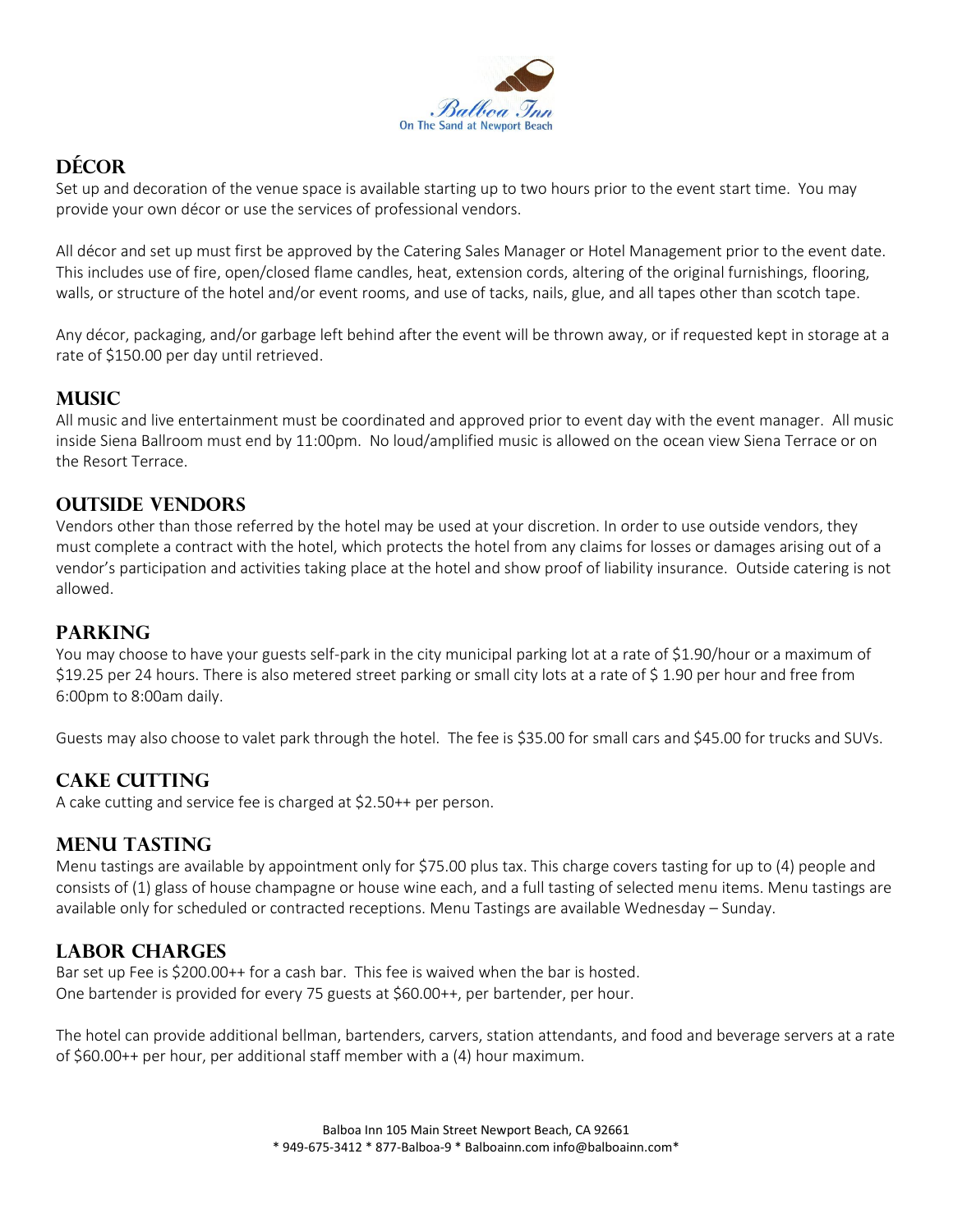## DÉCOR

Set up and decoration of the venue space is available starting up to two hours prior to the event start time. You may provide your own décor or use the services of professional vendors.

All décor and set up must first be approved by the Catering Sales Manager or Hotel Management prior to the event date. This includes use of fire, open/closed flame candles, heat, extension cords, altering of the original furnishings, flooring, walls, or structure of the hotel and/or event rooms, and use of tacks, nails, glue, and all tapes other than scotch tape.

Any décor, packaging, and/or garbage left behind after the event will be thrown away, or if requested kept in storage at a rate of $150.00 per day until retrieved.

## MUSIC

All music and live entertainment must be coordinated and approved prior to event day with the event manager. All music inside Siena Ballroom must end by 11:00pm. No loud/amplified music is allowed on the ocean view Siena Terrace or on the Resort Terrace.

## OUTSIDE VENDORS

Vendors other than those referred by the hotel may be used at your discretion. In order to use outside vendors, they must complete a contract with the hotel, which protects the hotel from any claims for losses or damages arising out of a vendor's participation and activities taking place at the hotel and show proof of liability insurance. Outside catering is not allowed.

## PARKING

You may choose to have your guests self-park in the city municipal parking lot at a rate of $1.90/hour or a maximum of $19.25 per 24 hours. There is also metered street parking or small city lots at a rate of $ 1.90 per hour and free from 6:00pm to 8:00am daily.

Guests may also choose to valet park through the hotel. The fee is $35.00 for small cars and $45.00 for trucks and SUVs.

## CAKE CUTTING

A cake cutting and service fee is charged at $2.50++ per person.

## MENU TASTING

Menu tastings are available by appointment only for $75.00 plus tax. This charge covers tasting for up to (4) people and consists of (1) glass of house champagne or house wine each, and a full tasting of selected menu items. Menu tastings are available only for scheduled or contracted receptions. Menu Tastings are available Wednesday – Sunday.

## LABOR CHARGES

Bar set up Fee is $200.00++ for a cash bar. This fee is waived when the bar is hosted.
One bartender is provided for every 75 guests at $60.00++, per bartender, per hour.

The hotel can provide additional bellman, bartenders, carvers, station attendants, and food and beverage servers at a rate of $60.00++ per hour, per additional staff member with a (4) hour maximum.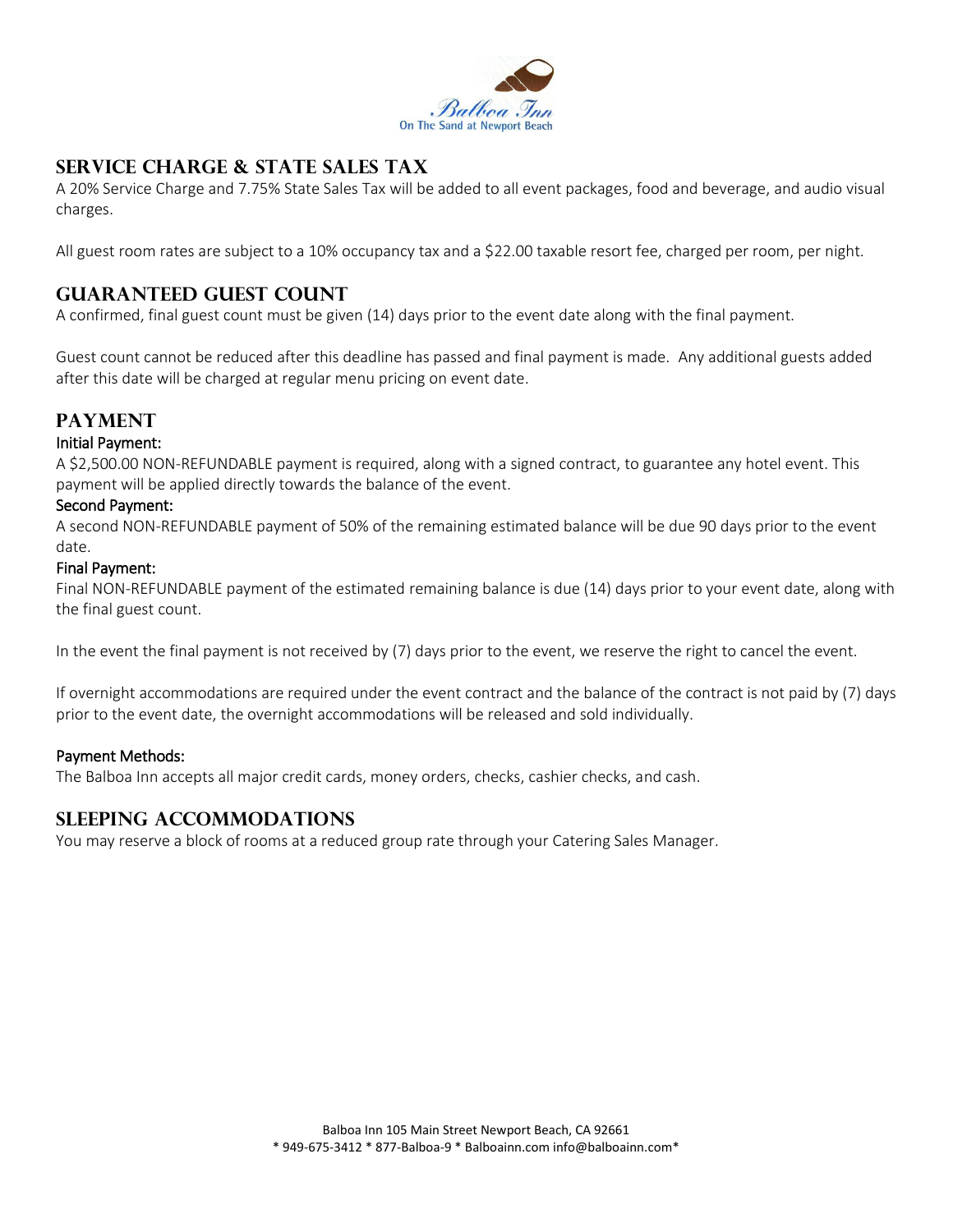## SERVICE CHARGE & STATE SALES TAX

A 20% Service Charge and 7.75% State Sales Tax will be added to all event packages, food and beverage, and audio visual charges.

All guest room rates are subject to a 10% occupancy tax and a $22.00 taxable resort fee, charged per room, per night.

## GUARANTEED GUEST COUNT

A confirmed, final guest count must be given (14) days prior to the event date along with the final payment.

Guest count cannot be reduced after this deadline has passed and final payment is made. Any additional guests added after this date will be charged at regular menu pricing on event date.

## PAYMENT

### Initial Payment:

A $2,500.00 NON-REFUNDABLE payment is required, along with a signed contract, to guarantee any hotel event. This payment will be applied directly towards the balance of the event.

### Second Payment:

A second NON-REFUNDABLE payment of 50% of the remaining estimated balance will be due 90 days prior to the event date.

### Final Payment:

Final NON-REFUNDABLE payment of the estimated remaining balance is due (14) days prior to your event date, along with the final guest count.

In the event the final payment is not received by (7) days prior to the event, we reserve the right to cancel the event.

If overnight accommodations are required under the event contract and the balance of the contract is not paid by (7) days prior to the event date, the overnight accommodations will be released and sold individually.

### Payment Methods:

The Balboa Inn accepts all major credit cards, money orders, checks, cashier checks, and cash.

## SLEEPING ACCOMMODATIONS

You may reserve a block of rooms at a reduced group rate through your Catering Sales Manager.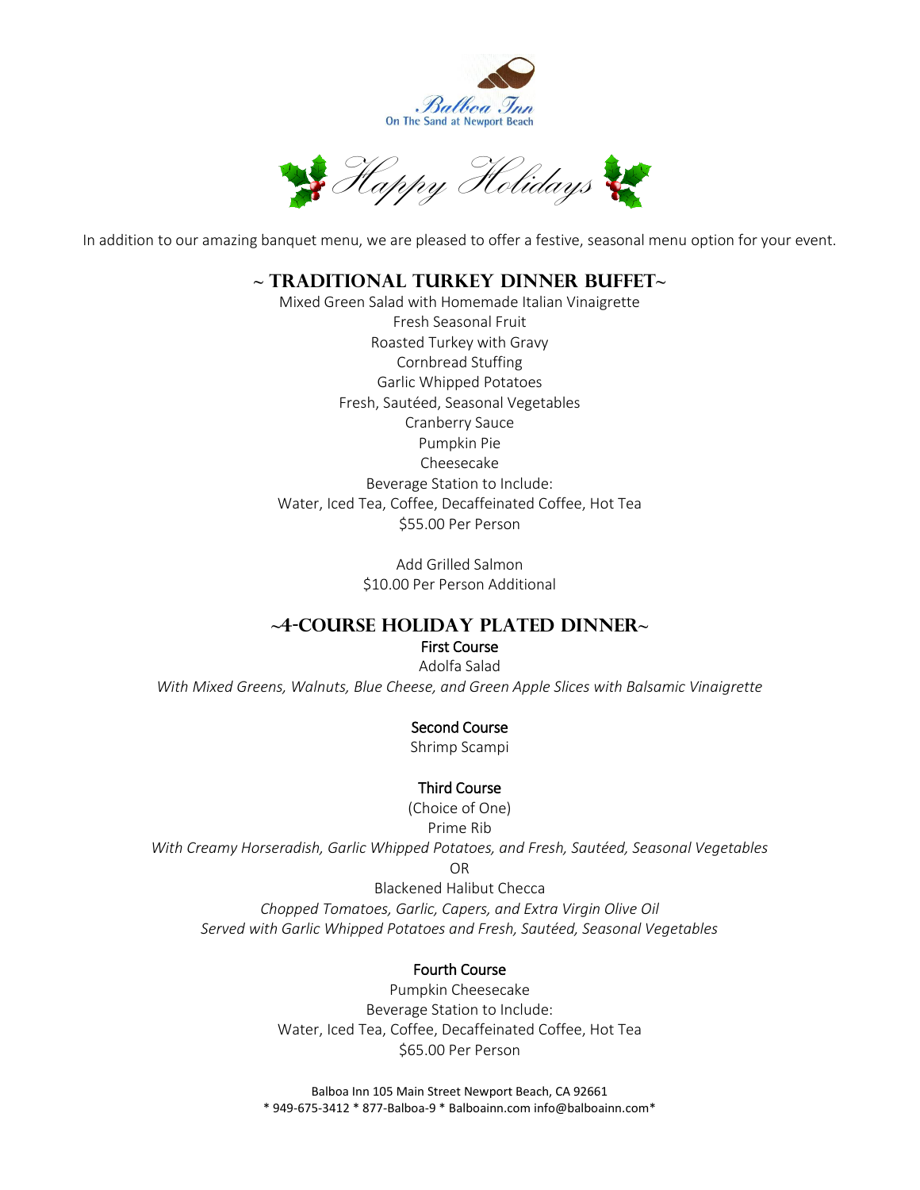Balboa Inn
On The Sand at Newport Beach

# Happy Holidays

In addition to our amazing banquet menu, we are pleased to offer a festive, seasonal menu option for your event.

## ~ Traditional Turkey Dinner Buffet~

Mixed Green Salad with Homemade Italian Vinaigrette
Fresh Seasonal Fruit
Roasted Turkey with Gravy
Cornbread Stuffing
Garlic Whipped Potatoes
Fresh, Sautéed, Seasonal Vegetables
Cranberry Sauce
Pumpkin Pie
Cheesecake
Beverage Station to Include:
Water, Iced Tea, Coffee, Decaffeinated Coffee, Hot Tea
$55.00 Per Person

Add Grilled Salmon
$10.00 Per Person Additional

## ~4-Course Holiday Plated Dinner~

First Course
Adolfa Salad
*With Mixed Greens, Walnuts, Blue Cheese, and Green Apple Slices with Balsamic Vinaigrette*

Second Course
Shrimp Scampi

Third Course
(Choice of One)
Prime Rib
*With Creamy Horseradish, Garlic Whipped Potatoes, and Fresh, Sautéed, Seasonal Vegetables*
OR
Blackened Halibut Checca
*Chopped Tomatoes, Garlic, Capers, and Extra Virgin Olive Oil*
*Served with Garlic Whipped Potatoes and Fresh, Sautéed, Seasonal Vegetables*

Fourth Course
Pumpkin Cheesecake
Beverage Station to Include:
Water, Iced Tea, Coffee, Decaffeinated Coffee, Hot Tea
$65.00 Per Person

Balboa Inn 105 Main Street Newport Beach, CA 92661
* 949-675-3412 * 877-Balboa-9 * Balboainn.com info@balboainn.com*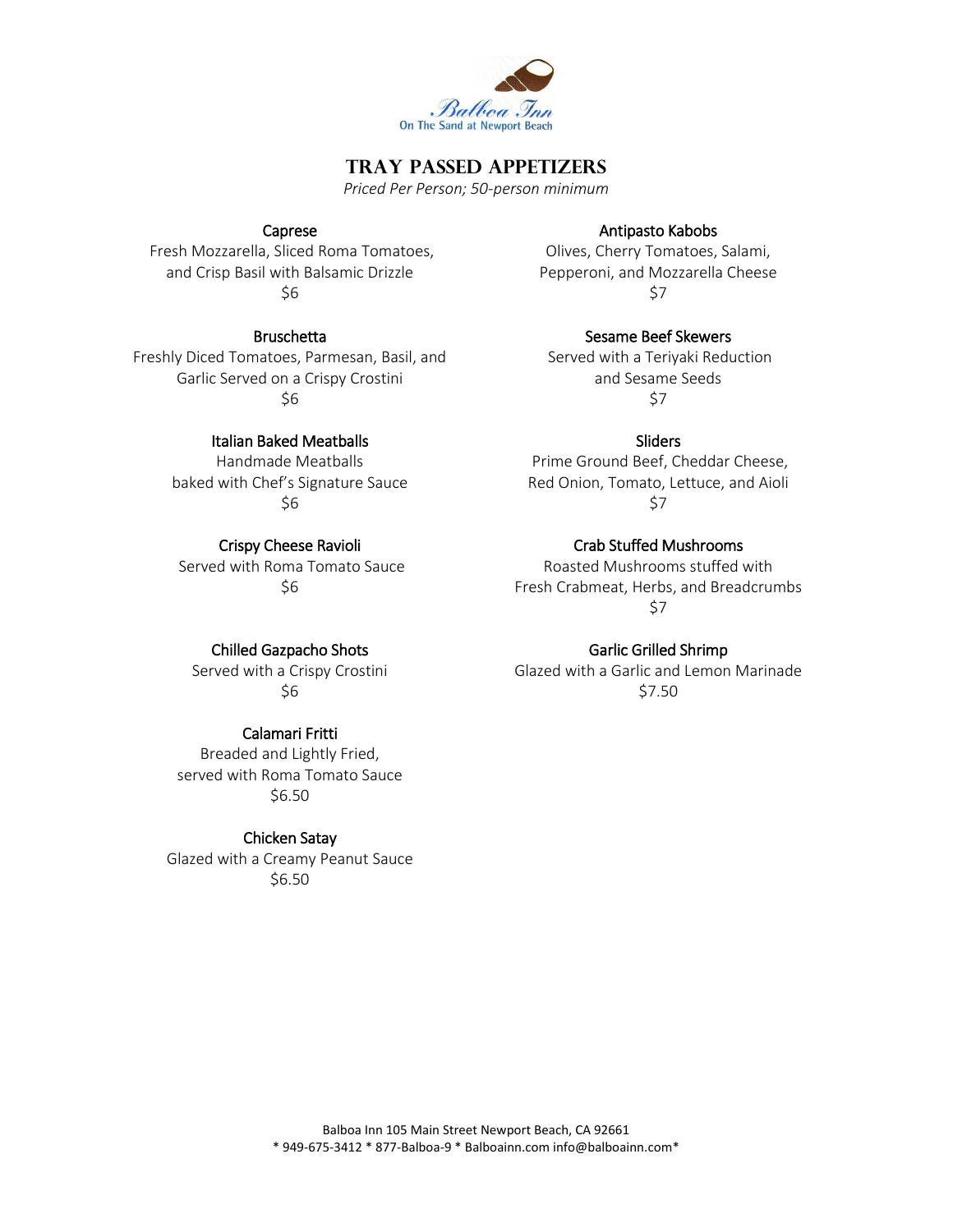Balboa Inn
On The Sand at Newport Beach

# TRAY PASSED APPETIZERS

*Priced Per Person; 50-person minimum*

**Caprese**
Fresh Mozzarella, Sliced Roma Tomatoes, and Crisp Basil with Balsamic Drizzle
$6

**Bruschetta**
Freshly Diced Tomatoes, Parmesan, Basil, and Garlic Served on a Crispy Crostini
$6

**Italian Baked Meatballs**
Handmade Meatballs baked with Chef's Signature Sauce
$6

**Crispy Cheese Ravioli**
Served with Roma Tomato Sauce
$6

**Chilled Gazpacho Shots**
Served with a Crispy Crostini
$6

**Calamari Fritti**
Breaded and Lightly Fried, served with Roma Tomato Sauce
$6.50

**Chicken Satay**
Glazed with a Creamy Peanut Sauce
$6.50

**Antipasto Kabobs**
Olives, Cherry Tomatoes, Salami, Pepperoni, and Mozzarella Cheese
$7

**Sesame Beef Skewers**
Served with a Teriyaki Reduction and Sesame Seeds
$7

**Sliders**
Prime Ground Beef, Cheddar Cheese, Red Onion, Tomato, Lettuce, and Aioli
$7

**Crab Stuffed Mushrooms**
Roasted Mushrooms stuffed with Fresh Crabmeat, Herbs, and Breadcrumbs
$7

**Garlic Grilled Shrimp**
Glazed with a Garlic and Lemon Marinade
$7.50

Balboa Inn 105 Main Street Newport Beach, CA 92661
* 949-675-3412 * 877-Balboa-9 * Balboainn.com info@balboainn.com*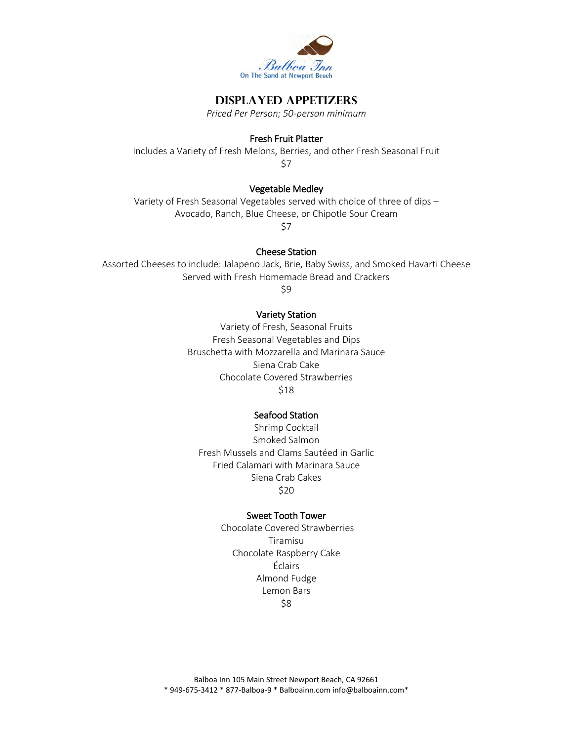Balboa Inn
On The Sand at Newport Beach

# Displayed Appetizers

*Priced Per Person; 50-person minimum*

### Fresh Fruit Platter

Includes a Variety of Fresh Melons, Berries, and other Fresh Seasonal Fruit

$7

### Vegetable Medley

Variety of Fresh Seasonal Vegetables served with choice of three of dips – Avocado, Ranch, Blue Cheese, or Chipotle Sour Cream

$7

### Cheese Station

Assorted Cheeses to include: Jalapeno Jack, Brie, Baby Swiss, and Smoked Havarti Cheese
Served with Fresh Homemade Bread and Crackers

$9

### Variety Station

Variety of Fresh, Seasonal Fruits
Fresh Seasonal Vegetables and Dips
Bruschetta with Mozzarella and Marinara Sauce
Siena Crab Cake
Chocolate Covered Strawberries

$18

### Seafood Station

Shrimp Cocktail
Smoked Salmon
Fresh Mussels and Clams Sautéed in Garlic
Fried Calamari with Marinara Sauce
Siena Crab Cakes

$20

### Sweet Tooth Tower

Chocolate Covered Strawberries
Tiramisu
Chocolate Raspberry Cake
Éclairs
Almond Fudge
Lemon Bars

$8

Balboa Inn 105 Main Street Newport Beach, CA 92661
* 949-675-3412 * 877-Balboa-9 * Balboainn.com info@balboainn.com*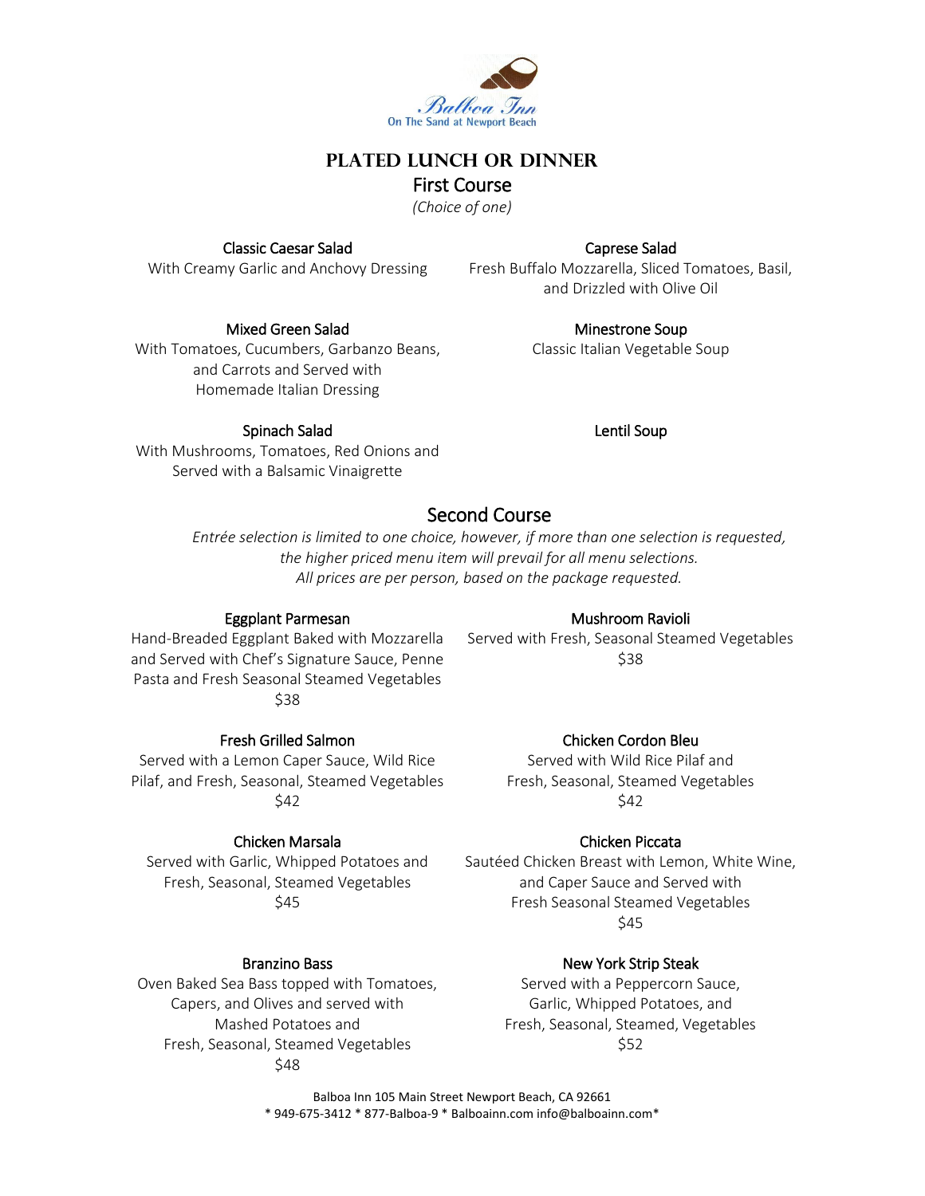Balboa Inn
On The Sand at Newport Beach

# PLATED LUNCH OR DINNER

## First Course

*(Choice of one)*

**Classic Caesar Salad**
With Creamy Garlic and Anchovy Dressing

**Caprese Salad**
Fresh Buffalo Mozzarella, Sliced Tomatoes, Basil, and Drizzled with Olive Oil

**Mixed Green Salad**
With Tomatoes, Cucumbers, Garbanzo Beans, and Carrots and Served with Homemade Italian Dressing

**Minestrone Soup**
Classic Italian Vegetable Soup

**Spinach Salad**
With Mushrooms, Tomatoes, Red Onions and Served with a Balsamic Vinaigrette

**Lentil Soup**

## Second Course

*Entrée selection is limited to one choice, however, if more than one selection is requested, the higher priced menu item will prevail for all menu selections.*
*All prices are per person, based on the package requested.*

**Eggplant Parmesan**
Hand-Breaded Eggplant Baked with Mozzarella and Served with Chef's Signature Sauce, Penne Pasta and Fresh Seasonal Steamed Vegetables
$38

**Mushroom Ravioli**
Served with Fresh, Seasonal Steamed Vegetables
$38

**Fresh Grilled Salmon**
Served with a Lemon Caper Sauce, Wild Rice Pilaf, and Fresh, Seasonal, Steamed Vegetables
$42

**Chicken Cordon Bleu**
Served with Wild Rice Pilaf and Fresh, Seasonal, Steamed Vegetables
$42

**Chicken Marsala**
Served with Garlic, Whipped Potatoes and Fresh, Seasonal, Steamed Vegetables
$45

**Chicken Piccata**
Sautéed Chicken Breast with Lemon, White Wine, and Caper Sauce and Served with Fresh Seasonal Steamed Vegetables
$45

**Branzino Bass**
Oven Baked Sea Bass topped with Tomatoes, Capers, and Olives and served with Mashed Potatoes and Fresh, Seasonal, Steamed Vegetables
$48

**New York Strip Steak**
Served with a Peppercorn Sauce, Garlic, Whipped Potatoes, and Fresh, Seasonal, Steamed, Vegetables
$52

Balboa Inn 105 Main Street Newport Beach, CA 92661
* 949-675-3412 * 877-Balboa-9 * Balboainn.com info@balboainn.com*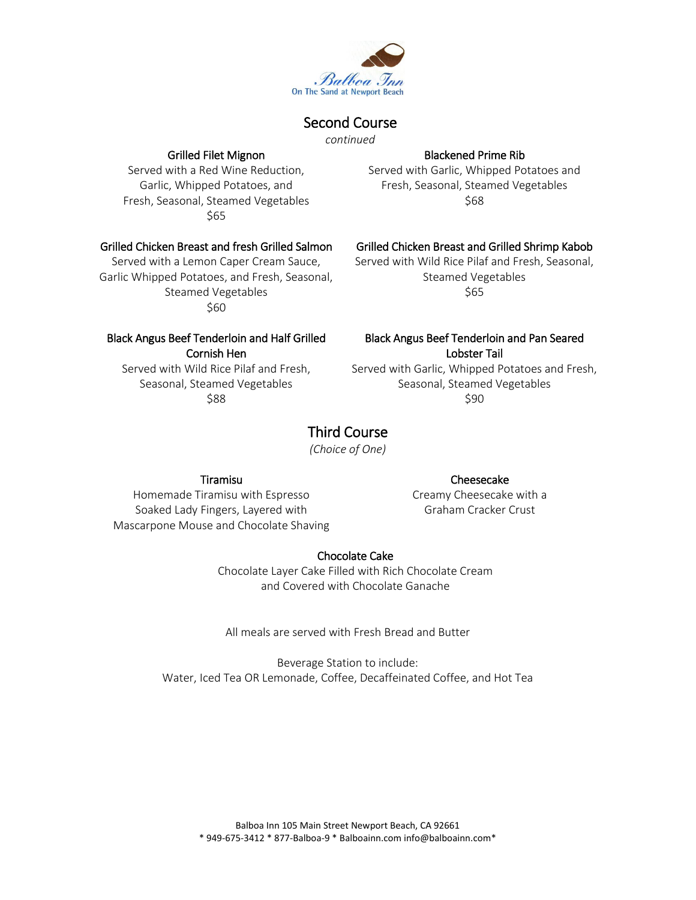## Second Course

*continued*

### Grilled Filet Mignon

Served with a Red Wine Reduction, Garlic, Whipped Potatoes, and Fresh, Seasonal, Steamed Vegetables

$65

### Blackened Prime Rib

Served with Garlic, Whipped Potatoes and Fresh, Seasonal, Steamed Vegetables

$68

### Grilled Chicken Breast and fresh Grilled Salmon

Served with a Lemon Caper Cream Sauce, Garlic Whipped Potatoes, and Fresh, Seasonal, Steamed Vegetables

$60

### Grilled Chicken Breast and Grilled Shrimp Kabob

Served with Wild Rice Pilaf and Fresh, Seasonal, Steamed Vegetables

$65

### Black Angus Beef Tenderloin and Half Grilled Cornish Hen

Served with Wild Rice Pilaf and Fresh, Seasonal, Steamed Vegetables

$88

### Black Angus Beef Tenderloin and Pan Seared Lobster Tail

Served with Garlic, Whipped Potatoes and Fresh, Seasonal, Steamed Vegetables

$90

## Third Course

*(Choice of One)*

### Tiramisu

Homemade Tiramisu with Espresso Soaked Lady Fingers, Layered with Mascarpone Mouse and Chocolate Shaving

### Cheesecake

Creamy Cheesecake with a Graham Cracker Crust

### Chocolate Cake

Chocolate Layer Cake Filled with Rich Chocolate Cream and Covered with Chocolate Ganache

All meals are served with Fresh Bread and Butter

Beverage Station to include:
Water, Iced Tea OR Lemonade, Coffee, Decaffeinated Coffee, and Hot Tea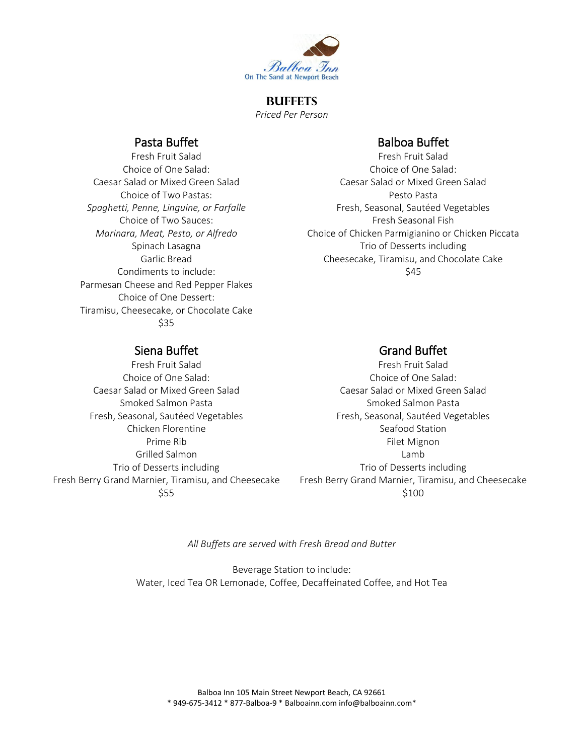Balboa Inn
On The Sand at Newport Beach

# BUFFETS

*Priced Per Person*

## Pasta Buffet

Fresh Fruit Salad
Choice of One Salad:
Caesar Salad or Mixed Green Salad
Choice of Two Pastas:
*Spaghetti, Penne, Linguine, or Farfalle*
Choice of Two Sauces:
*Marinara, Meat, Pesto, or Alfredo*
Spinach Lasagna
Garlic Bread
Condiments to include:
Parmesan Cheese and Red Pepper Flakes
Choice of One Dessert:
Tiramisu, Cheesecake, or Chocolate Cake
$35

## Balboa Buffet

Fresh Fruit Salad
Choice of One Salad:
Caesar Salad or Mixed Green Salad
Pesto Pasta
Fresh, Seasonal, Sautéed Vegetables
Fresh Seasonal Fish
Choice of Chicken Parmigianino or Chicken Piccata
Trio of Desserts including
Cheesecake, Tiramisu, and Chocolate Cake
$45

## Siena Buffet

Fresh Fruit Salad
Choice of One Salad:
Caesar Salad or Mixed Green Salad
Smoked Salmon Pasta
Fresh, Seasonal, Sautéed Vegetables
Chicken Florentine
Prime Rib
Grilled Salmon
Trio of Desserts including
Fresh Berry Grand Marnier, Tiramisu, and Cheesecake
$55

## Grand Buffet

Fresh Fruit Salad
Choice of One Salad:
Caesar Salad or Mixed Green Salad
Smoked Salmon Pasta
Fresh, Seasonal, Sautéed Vegetables
Seafood Station
Filet Mignon
Lamb
Trio of Desserts including
Fresh Berry Grand Marnier, Tiramisu, and Cheesecake
$100

*All Buffets are served with Fresh Bread and Butter*

Beverage Station to include:
Water, Iced Tea OR Lemonade, Coffee, Decaffeinated Coffee, and Hot Tea

Balboa Inn 105 Main Street Newport Beach, CA 92661
* 949-675-3412 * 877-Balboa-9 * Balboainn.com info@balboainn.com*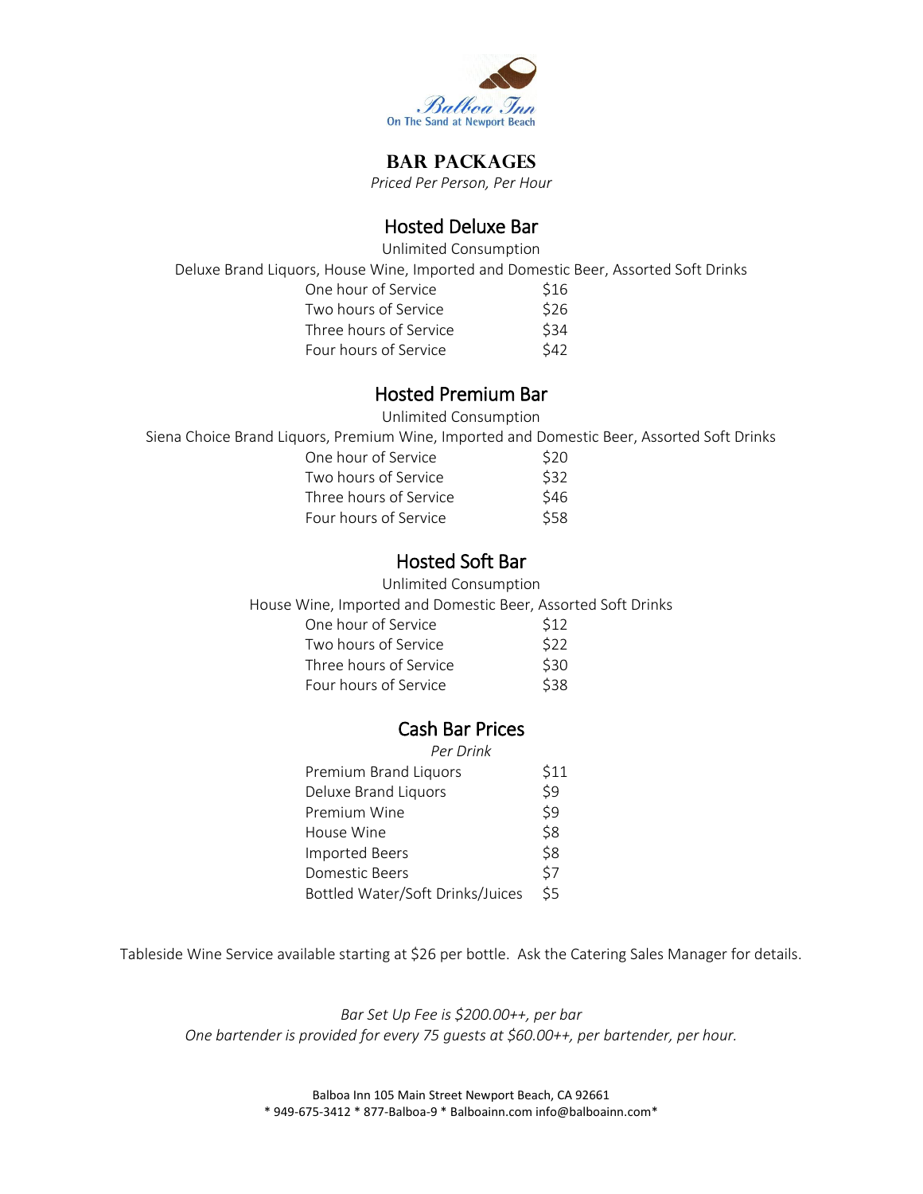Balboa Inn
On The Sand at Newport Beach

# BAR PACKAGES

*Priced Per Person, Per Hour*

## Hosted Deluxe Bar

Unlimited Consumption

Deluxe Brand Liquors, House Wine, Imported and Domestic Beer, Assorted Soft Drinks

| | |
|---|---|
| One hour of Service | $16 |
| Two hours of Service | $26 |
| Three hours of Service | $34 |
| Four hours of Service | $42 |

## Hosted Premium Bar

Unlimited Consumption

Siena Choice Brand Liquors, Premium Wine, Imported and Domestic Beer, Assorted Soft Drinks

| | |
|---|---|
| One hour of Service | $20 |
| Two hours of Service | $32 |
| Three hours of Service | $46 |
| Four hours of Service | $58 |

## Hosted Soft Bar

Unlimited Consumption

House Wine, Imported and Domestic Beer, Assorted Soft Drinks

| | |
|---|---|
| One hour of Service | $12 |
| Two hours of Service | $22 |
| Three hours of Service | $30 |
| Four hours of Service | $38 |

## Cash Bar Prices

*Per Drink*

| | |
|---|---|
| Premium Brand Liquors | $11 |
| Deluxe Brand Liquors | $9 |
| Premium Wine | $9 |
| House Wine | $8 |
| Imported Beers | $8 |
| Domestic Beers | $7 |
| Bottled Water/Soft Drinks/Juices | $5 |

Tableside Wine Service available starting at $26 per bottle. Ask the Catering Sales Manager for details.

*Bar Set Up Fee is $200.00++, per bar*
*One bartender is provided for every 75 guests at $60.00++, per bartender, per hour.*

Balboa Inn 105 Main Street Newport Beach, CA 92661
* 949-675-3412 * 877-Balboa-9 * Balboainn.com info@balboainn.com*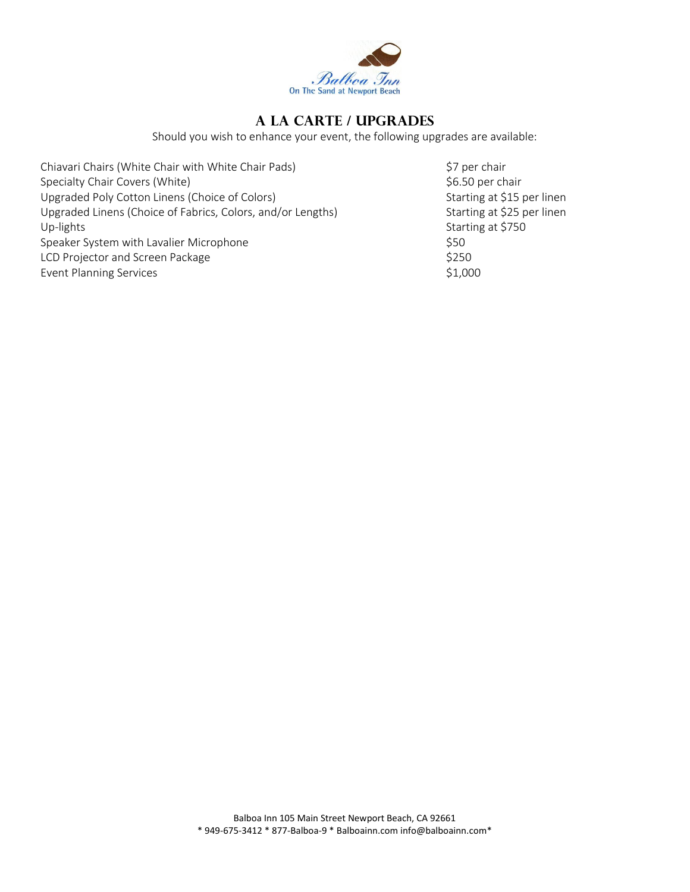# A LA CARTE / UPGRADES

Should you wish to enhance your event, the following upgrades are available:

| | |
|---|---|
| Chiavari Chairs (White Chair with White Chair Pads) | $7 per chair |
| Specialty Chair Covers (White) | $6.50 per chair |
| Upgraded Poly Cotton Linens (Choice of Colors) | Starting at $15 per linen |
| Upgraded Linens (Choice of Fabrics, Colors, and/or Lengths) | Starting at $25 per linen |
| Up-lights | Starting at $750 |
| Speaker System with Lavalier Microphone | $50 |
| LCD Projector and Screen Package | $250 |
| Event Planning Services | $1,000 |